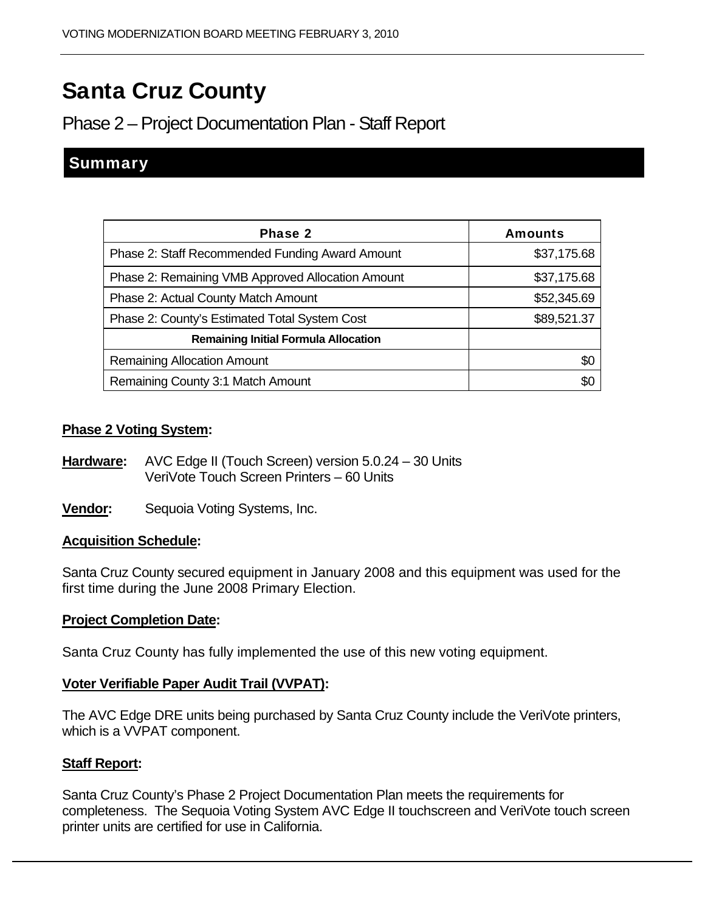# Santa Cruz County

## Phase 2 – Project Documentation Plan - Staff Report

## Summary

| Phase 2 | Amounts |
|---|---|
| Phase 2: Staff Recommended Funding Award Amount | $37,175.68 |
| Phase 2: Remaining VMB Approved Allocation Amount | $37,175.68 |
| Phase 2: Actual County Match Amount | $52,345.69 |
| Phase 2: County's Estimated Total System Cost | $89,521.37 |
| **Remaining Initial Formula Allocation** | |
| Remaining Allocation Amount | $0 |
| Remaining County 3:1 Match Amount | $0 |

**Phase 2 Voting System:**

**Hardware:** AVC Edge II (Touch Screen) version 5.0.24 – 30 Units
VeriVote Touch Screen Printers – 60 Units

**Vendor:** Sequoia Voting Systems, Inc.

**Acquisition Schedule:**

Santa Cruz County secured equipment in January 2008 and this equipment was used for the first time during the June 2008 Primary Election.

**Project Completion Date:**

Santa Cruz County has fully implemented the use of this new voting equipment.

**Voter Verifiable Paper Audit Trail (VVPAT):**

The AVC Edge DRE units being purchased by Santa Cruz County include the VeriVote printers, which is a VVPAT component.

**Staff Report:**

Santa Cruz County's Phase 2 Project Documentation Plan meets the requirements for completeness. The Sequoia Voting System AVC Edge II touchscreen and VeriVote touch screen printer units are certified for use in California.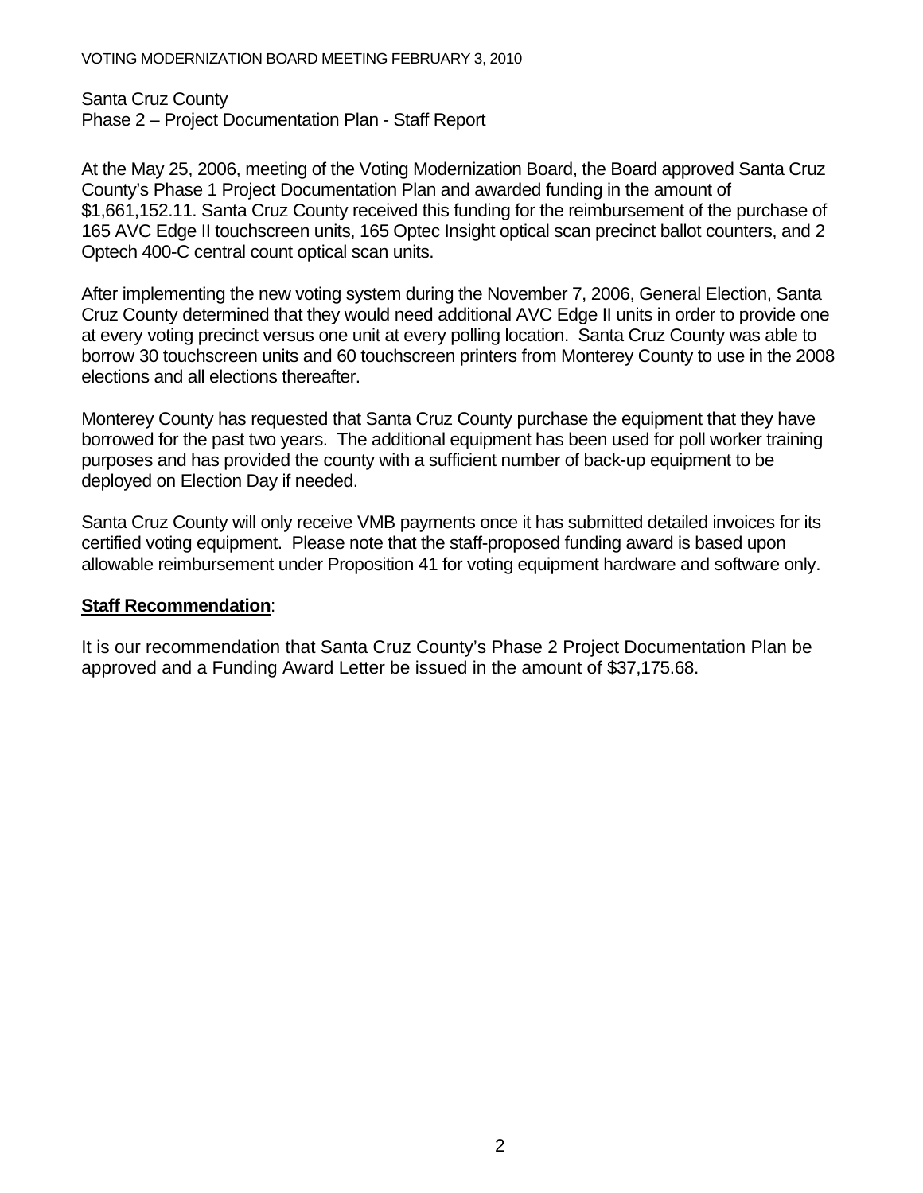Santa Cruz County
Phase 2 – Project Documentation Plan - Staff Report

At the May 25, 2006, meeting of the Voting Modernization Board, the Board approved Santa Cruz County's Phase 1 Project Documentation Plan and awarded funding in the amount of $1,661,152.11. Santa Cruz County received this funding for the reimbursement of the purchase of 165 AVC Edge II touchscreen units, 165 Optec Insight optical scan precinct ballot counters, and 2 Optech 400-C central count optical scan units.

After implementing the new voting system during the November 7, 2006, General Election, Santa Cruz County determined that they would need additional AVC Edge II units in order to provide one at every voting precinct versus one unit at every polling location. Santa Cruz County was able to borrow 30 touchscreen units and 60 touchscreen printers from Monterey County to use in the 2008 elections and all elections thereafter.

Monterey County has requested that Santa Cruz County purchase the equipment that they have borrowed for the past two years. The additional equipment has been used for poll worker training purposes and has provided the county with a sufficient number of back-up equipment to be deployed on Election Day if needed.

Santa Cruz County will only receive VMB payments once it has submitted detailed invoices for its certified voting equipment. Please note that the staff-proposed funding award is based upon allowable reimbursement under Proposition 41 for voting equipment hardware and software only.

**Staff Recommendation**:

It is our recommendation that Santa Cruz County's Phase 2 Project Documentation Plan be approved and a Funding Award Letter be issued in the amount of $37,175.68.